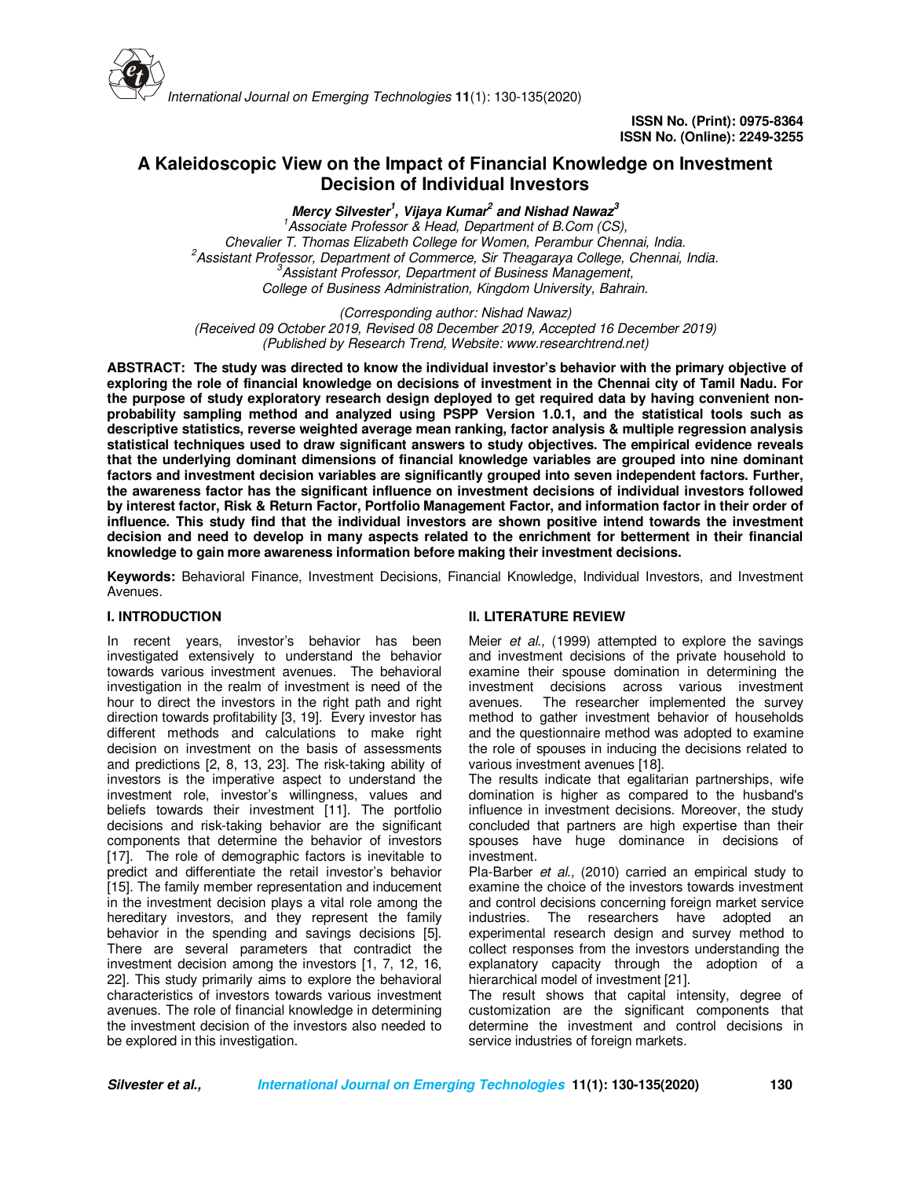ISSN No. (Print): 0975-8364
ISSN No. (Online): 2249-3255

# A Kaleidoscopic View on the Impact of Financial Knowledge on Investment Decision of Individual Investors

***Mercy Silvester[1], Vijaya Kumar[2] and Nishad Nawaz[3]***

*[1]Associate Professor & Head, Department of B.Com (CS),*
*Chevalier T. Thomas Elizabeth College for Women, Perambur Chennai, India.*
*[2]Assistant Professor, Department of Commerce, Sir Theagaraya College, Chennai, India.*
*[3]Assistant Professor, Department of Business Management,*
*College of Business Administration, Kingdom University, Bahrain.*

*(Corresponding author: Nishad Nawaz)*
*(Received 09 October 2019, Revised 08 December 2019, Accepted 16 December 2019)*
*(Published by Research Trend, Website: www.researchtrend.net)*

**ABSTRACT: The study was directed to know the individual investor's behavior with the primary objective of exploring the role of financial knowledge on decisions of investment in the Chennai city of Tamil Nadu. For the purpose of study exploratory research design deployed to get required data by having convenient non-probability sampling method and analyzed using PSPP Version 1.0.1, and the statistical tools such as descriptive statistics, reverse weighted average mean ranking, factor analysis & multiple regression analysis statistical techniques used to draw significant answers to study objectives. The empirical evidence reveals that the underlying dominant dimensions of financial knowledge variables are grouped into nine dominant factors and investment decision variables are significantly grouped into seven independent factors. Further, the awareness factor has the significant influence on investment decisions of individual investors followed by interest factor, Risk & Return Factor, Portfolio Management Factor, and information factor in their order of influence. This study find that the individual investors are shown positive intend towards the investment decision and need to develop in many aspects related to the enrichment for betterment in their financial knowledge to gain more awareness information before making their investment decisions.**

**Keywords:** Behavioral Finance, Investment Decisions, Financial Knowledge, Individual Investors, and Investment Avenues.

## I. INTRODUCTION

In recent years, investor's behavior has been investigated extensively to understand the behavior towards various investment avenues. The behavioral investigation in the realm of investment is need of the hour to direct the investors in the right path and right direction towards profitability [3, 19]. Every investor has different methods and calculations to make right decision on investment on the basis of assessments and predictions [2, 8, 13, 23]. The risk-taking ability of investors is the imperative aspect to understand the investment role, investor's willingness, values and beliefs towards their investment [11]. The portfolio decisions and risk-taking behavior are the significant components that determine the behavior of investors [17]. The role of demographic factors is inevitable to predict and differentiate the retail investor's behavior [15]. The family member representation and inducement in the investment decision plays a vital role among the hereditary investors, and they represent the family behavior in the spending and savings decisions [5]. There are several parameters that contradict the investment decision among the investors [1, 7, 12, 16, 22]. This study primarily aims to explore the behavioral characteristics of investors towards various investment avenues. The role of financial knowledge in determining the investment decision of the investors also needed to be explored in this investigation.

## II. LITERATURE REVIEW

Meier *et al.,* (1999) attempted to explore the savings and investment decisions of the private household to examine their spouse domination in determining the investment decisions across various investment avenues. The researcher implemented the survey method to gather investment behavior of households and the questionnaire method was adopted to examine the role of spouses in inducing the decisions related to various investment avenues [18].

The results indicate that egalitarian partnerships, wife domination is higher as compared to the husband's influence in investment decisions. Moreover, the study concluded that partners are high expertise than their spouses have huge dominance in decisions of investment.

Pla-Barber *et al.,* (2010) carried an empirical study to examine the choice of the investors towards investment and control decisions concerning foreign market service industries. The researchers have adopted an experimental research design and survey method to collect responses from the investors understanding the explanatory capacity through the adoption of a hierarchical model of investment [21].

The result shows that capital intensity, degree of customization are the significant components that determine the investment and control decisions in service industries of foreign markets.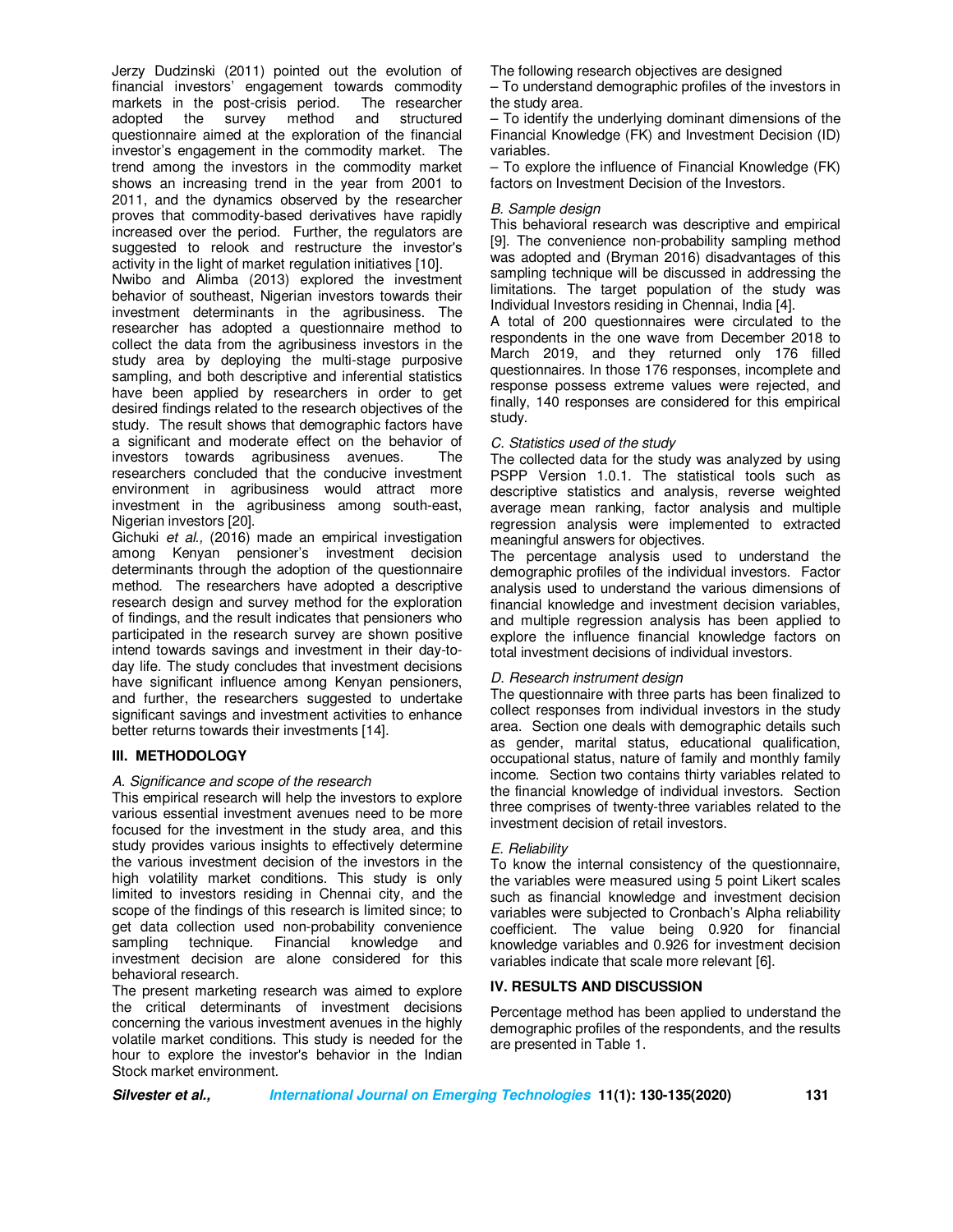Jerzy Dudzinski (2011) pointed out the evolution of financial investors' engagement towards commodity markets in the post-crisis period. The researcher adopted the survey method and structured questionnaire aimed at the exploration of the financial investor's engagement in the commodity market. The trend among the investors in the commodity market shows an increasing trend in the year from 2001 to 2011, and the dynamics observed by the researcher proves that commodity-based derivatives have rapidly increased over the period. Further, the regulators are suggested to relook and restructure the investor's activity in the light of market regulation initiatives [10].

Nwibo and Alimba (2013) explored the investment behavior of southeast, Nigerian investors towards their investment determinants in the agribusiness. The researcher has adopted a questionnaire method to collect the data from the agribusiness investors in the study area by deploying the multi-stage purposive sampling, and both descriptive and inferential statistics have been applied by researchers in order to get desired findings related to the research objectives of the study. The result shows that demographic factors have a significant and moderate effect on the behavior of investors towards agribusiness avenues. The researchers concluded that the conducive investment environment in agribusiness would attract more investment in the agribusiness among south-east, Nigerian investors [20].

Gichuki *et al.,* (2016) made an empirical investigation among Kenyan pensioner's investment decision determinants through the adoption of the questionnaire method. The researchers have adopted a descriptive research design and survey method for the exploration of findings, and the result indicates that pensioners who participated in the research survey are shown positive intend towards savings and investment in their day-to-day life. The study concludes that investment decisions have significant influence among Kenyan pensioners, and further, the researchers suggested to undertake significant savings and investment activities to enhance better returns towards their investments [14].

## III. METHODOLOGY

### *A. Significance and scope of the research*

This empirical research will help the investors to explore various essential investment avenues need to be more focused for the investment in the study area, and this study provides various insights to effectively determine the various investment decision of the investors in the high volatility market conditions. This study is only limited to investors residing in Chennai city, and the scope of the findings of this research is limited since; to get data collection used non-probability convenience sampling technique. Financial knowledge and investment decision are alone considered for this behavioral research.

The present marketing research was aimed to explore the critical determinants of investment decisions concerning the various investment avenues in the highly volatile market conditions. This study is needed for the hour to explore the investor's behavior in the Indian Stock market environment.

The following research objectives are designed

– To understand demographic profiles of the investors in the study area.

– To identify the underlying dominant dimensions of the Financial Knowledge (FK) and Investment Decision (ID) variables.

– To explore the influence of Financial Knowledge (FK) factors on Investment Decision of the Investors.

### *B. Sample design*

This behavioral research was descriptive and empirical [9]. The convenience non-probability sampling method was adopted and (Bryman 2016) disadvantages of this sampling technique will be discussed in addressing the limitations. The target population of the study was Individual Investors residing in Chennai, India [4].

A total of 200 questionnaires were circulated to the respondents in the one wave from December 2018 to March 2019, and they returned only 176 filled questionnaires. In those 176 responses, incomplete and response possess extreme values were rejected, and finally, 140 responses are considered for this empirical study.

### *C. Statistics used of the study*

The collected data for the study was analyzed by using PSPP Version 1.0.1. The statistical tools such as descriptive statistics and analysis, reverse weighted average mean ranking, factor analysis and multiple regression analysis were implemented to extracted meaningful answers for objectives.

The percentage analysis used to understand the demographic profiles of the individual investors. Factor analysis used to understand the various dimensions of financial knowledge and investment decision variables, and multiple regression analysis has been applied to explore the influence financial knowledge factors on total investment decisions of individual investors.

### *D. Research instrument design*

The questionnaire with three parts has been finalized to collect responses from individual investors in the study area. Section one deals with demographic details such as gender, marital status, educational qualification, occupational status, nature of family and monthly family income. Section two contains thirty variables related to the financial knowledge of individual investors. Section three comprises of twenty-three variables related to the investment decision of retail investors.

### *E. Reliability*

To know the internal consistency of the questionnaire, the variables were measured using 5 point Likert scales such as financial knowledge and investment decision variables were subjected to Cronbach's Alpha reliability coefficient. The value being 0.920 for financial knowledge variables and 0.926 for investment decision variables indicate that scale more relevant [6].

## IV. RESULTS AND DISCUSSION

Percentage method has been applied to understand the demographic profiles of the respondents, and the results are presented in Table 1.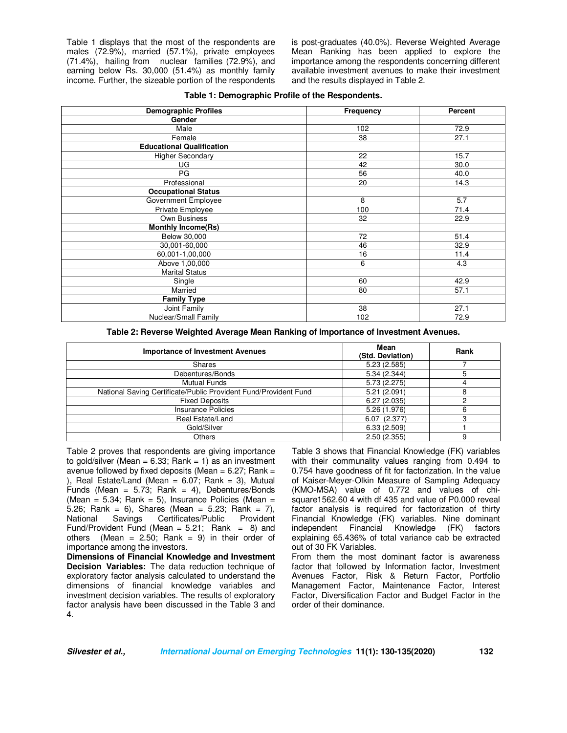Table 1 displays that the most of the respondents are males (72.9%), married (57.1%), private employees (71.4%), hailing from nuclear families (72.9%), and earning below Rs. 30,000 (51.4%) as monthly family income. Further, the sizeable portion of the respondents is post-graduates (40.0%). Reverse Weighted Average Mean Ranking has been applied to explore the importance among the respondents concerning different available investment avenues to make their investment and the results displayed in Table 2.

**Table 1: Demographic Profile of the Respondents.**

| Demographic Profiles | Frequency | Percent |
|---|---|---|
| **Gender** | | |
| Male | 102 | 72.9 |
| Female | 38 | 27.1 |
| **Educational Qualification** | | |
| Higher Secondary | 22 | 15.7 |
| UG | 42 | 30.0 |
| PG | 56 | 40.0 |
| Professional | 20 | 14.3 |
| **Occupational Status** | | |
| Government Employee | 8 | 5.7 |
| Private Employee | 100 | 71.4 |
| Own Business | 32 | 22.9 |
| **Monthly Income(Rs)** | | |
| Below 30,000 | 72 | 51.4 |
| 30,001-60,000 | 46 | 32.9 |
| 60,001-1,00,000 | 16 | 11.4 |
| Above 1,00,000 | 6 | 4.3 |
| Marital Status | | |
| Single | 60 | 42.9 |
| Married | 80 | 57.1 |
| **Family Type** | | |
| Joint Family | 38 | 27.1 |
| Nuclear/Small Family | 102 | 72.9 |

**Table 2: Reverse Weighted Average Mean Ranking of Importance of Investment Avenues.**

| Importance of Investment Avenues | Mean (Std. Deviation) | Rank |
|---|---|---|
| Shares | 5.23 (2.585) | 7 |
| Debentures/Bonds | 5.34 (2.344) | 5 |
| Mutual Funds | 5.73 (2.275) | 4 |
| National Saving Certificate/Public Provident Fund/Provident Fund | 5.21 (2.091) | 8 |
| Fixed Deposits | 6.27 (2.035) | 2 |
| Insurance Policies | 5.26 (1.976) | 6 |
| Real Estate/Land | 6.07 (2.377) | 3 |
| Gold/Silver | 6.33 (2.509) | 1 |
| Others | 2.50 (2.355) | 9 |

Table 2 proves that respondents are giving importance to gold/silver (Mean = 6.33; Rank = 1) as an investment avenue followed by fixed deposits (Mean = 6.27; Rank = ), Real Estate/Land (Mean = 6.07; Rank = 3), Mutual Funds (Mean = 5.73; Rank = 4), Debentures/Bonds (Mean = 5.34; Rank = 5), Insurance Policies (Mean = 5.26; Rank = 6), Shares (Mean = 5.23; Rank = 7), National Savings Certificates/Public Provident Fund/Provident Fund (Mean = 5.21; Rank = 8) and others (Mean = 2.50; Rank = 9) in their order of importance among the investors.

**Dimensions of Financial Knowledge and Investment Decision Variables:** The data reduction technique of exploratory factor analysis calculated to understand the dimensions of financial knowledge variables and investment decision variables. The results of exploratory factor analysis have been discussed in the Table 3 and 4.

Table 3 shows that Financial Knowledge (FK) variables with their communality values ranging from 0.494 to 0.754 have goodness of fit for factorization. In the value of Kaiser-Meyer-Olkin Measure of Sampling Adequacy (KMO-MSA) value of 0.772 and values of chi-square1562.60 4 with df 435 and value of P0.000 reveal factor analysis is required for factorization of thirty Financial Knowledge (FK) variables. Nine dominant independent Financial Knowledge (FK) factors explaining 65.436% of total variance cab be extracted out of 30 FK Variables.

From them the most dominant factor is awareness factor that followed by Information factor, Investment Avenues Factor, Risk & Return Factor, Portfolio Management Factor, Maintenance Factor, Interest Factor, Diversification Factor and Budget Factor in the order of their dominance.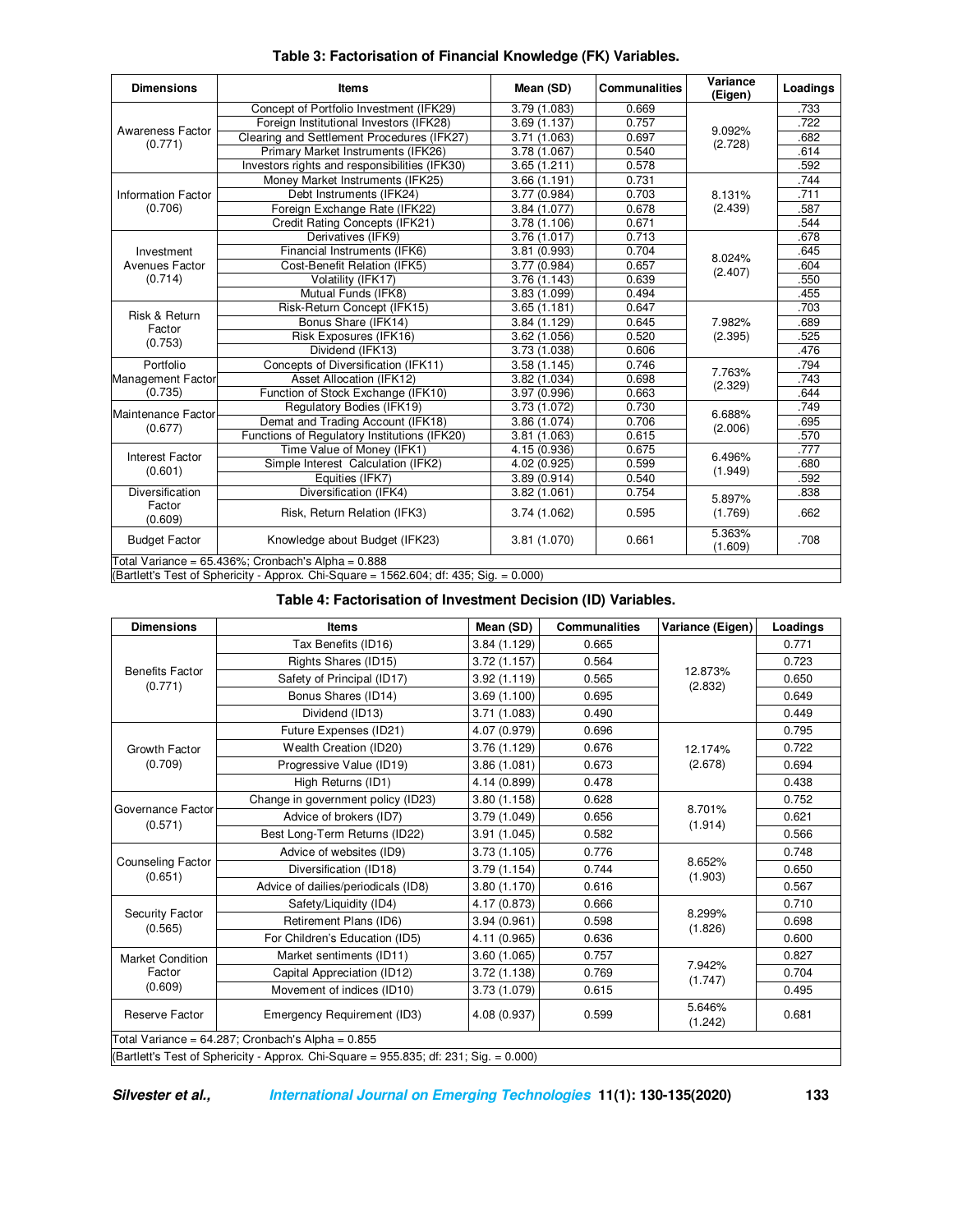**Table 3: Factorisation of Financial Knowledge (FK) Variables.**

| Dimensions | Items | Mean (SD) | Communalities | Variance (Eigen) | Loadings |
|---|---|---|---|---|---|
| Awareness Factor (0.771) | Concept of Portfolio Investment (IFK29) | 3.79 (1.083) | 0.669 | 9.092% (2.728) | .733 |
| | Foreign Institutional Investors (IFK28) | 3.69 (1.137) | 0.757 | | .722 |
| | Clearing and Settlement Procedures (IFK27) | 3.71 (1.063) | 0.697 | | .682 |
| | Primary Market Instruments (IFK26) | 3.78 (1.067) | 0.540 | | .614 |
| | Investors rights and responsibilities (IFK30) | 3.65 (1.211) | 0.578 | | .592 |
| Information Factor (0.706) | Money Market Instruments (IFK25) | 3.66 (1.191) | 0.731 | 8.131% (2.439) | .744 |
| | Debt Instruments (IFK24) | 3.77 (0.984) | 0.703 | | .711 |
| | Foreign Exchange Rate (IFK22) | 3.84 (1.077) | 0.678 | | .587 |
| | Credit Rating Concepts (IFK21) | 3.78 (1.106) | 0.671 | | .544 |
| Investment Avenues Factor (0.714) | Derivatives (IFK9) | 3.76 (1.017) | 0.713 | 8.024% (2.407) | .678 |
| | Financial Instruments (IFK6) | 3.81 (0.993) | 0.704 | | .645 |
| | Cost-Benefit Relation (IFK5) | 3.77 (0.984) | 0.657 | | .604 |
| | Volatility (IFK17) | 3.76 (1.143) | 0.639 | | .550 |
| | Mutual Funds (IFK8) | 3.83 (1.099) | 0.494 | | .455 |
| Risk & Return Factor (0.753) | Risk-Return Concept (IFK15) | 3.65 (1.181) | 0.647 | 7.982% (2.395) | .703 |
| | Bonus Share (IFK14) | 3.84 (1.129) | 0.645 | | .689 |
| | Risk Exposures (IFK16) | 3.62 (1.056) | 0.520 | | .525 |
| | Dividend (IFK13) | 3.73 (1.038) | 0.606 | | .476 |
| Portfolio Management Factor (0.735) | Concepts of Diversification (IFK11) | 3.58 (1.145) | 0.746 | 7.763% (2.329) | .794 |
| | Asset Allocation (IFK12) | 3.82 (1.034) | 0.698 | | .743 |
| | Function of Stock Exchange (IFK10) | 3.97 (0.996) | 0.663 | | .644 |
| Maintenance Factor (0.677) | Regulatory Bodies (IFK19) | 3.73 (1.072) | 0.730 | 6.688% (2.006) | .749 |
| | Demat and Trading Account (IFK18) | 3.86 (1.074) | 0.706 | | .695 |
| | Functions of Regulatory Institutions (IFK20) | 3.81 (1.063) | 0.615 | | .570 |
| Interest Factor (0.601) | Time Value of Money (IFK1) | 4.15 (0.936) | 0.675 | 6.496% (1.949) | .777 |
| | Simple Interest Calculation (IFK2) | 4.02 (0.925) | 0.599 | | .680 |
| | Equities (IFK7) | 3.89 (0.914) | 0.540 | | .592 |
| Diversification Factor (0.609) | Diversification (IFK4) | 3.82 (1.061) | 0.754 | 5.897% (1.769) | .838 |
| | Risk, Return Relation (IFK3) | 3.74 (1.062) | 0.595 | | .662 |
| Budget Factor | Knowledge about Budget (IFK23) | 3.81 (1.070) | 0.661 | 5.363% (1.609) | .708 |
| Total Variance = 65.436%; Cronbach's Alpha = 0.888 | | | | | |
| (Bartlett's Test of Sphericity - Approx. Chi-Square = 1562.604; df: 435; Sig. = 0.000) | | | | | |

**Table 4: Factorisation of Investment Decision (ID) Variables.**

| Dimensions | Items | Mean (SD) | Communalities | Variance (Eigen) | Loadings |
|---|---|---|---|---|---|
| Benefits Factor (0.771) | Tax Benefits (ID16) | 3.84 (1.129) | 0.665 | 12.873% (2.832) | 0.771 |
| | Rights Shares (ID15) | 3.72 (1.157) | 0.564 | | 0.723 |
| | Safety of Principal (ID17) | 3.92 (1.119) | 0.565 | | 0.650 |
| | Bonus Shares (ID14) | 3.69 (1.100) | 0.695 | | 0.649 |
| | Dividend (ID13) | 3.71 (1.083) | 0.490 | | 0.449 |
| Growth Factor (0.709) | Future Expenses (ID21) | 4.07 (0.979) | 0.696 | 12.174% (2.678) | 0.795 |
| | Wealth Creation (ID20) | 3.76 (1.129) | 0.676 | | 0.722 |
| | Progressive Value (ID19) | 3.86 (1.081) | 0.673 | | 0.694 |
| | High Returns (ID1) | 4.14 (0.899) | 0.478 | | 0.438 |
| Governance Factor (0.571) | Change in government policy (ID23) | 3.80 (1.158) | 0.628 | 8.701% (1.914) | 0.752 |
| | Advice of brokers (ID7) | 3.79 (1.049) | 0.656 | | 0.621 |
| | Best Long-Term Returns (ID22) | 3.91 (1.045) | 0.582 | | 0.566 |
| Counseling Factor (0.651) | Advice of websites (ID9) | 3.73 (1.105) | 0.776 | 8.652% (1.903) | 0.748 |
| | Diversification (ID18) | 3.79 (1.154) | 0.744 | | 0.650 |
| | Advice of dailies/periodicals (ID8) | 3.80 (1.170) | 0.616 | | 0.567 |
| Security Factor (0.565) | Safety/Liquidity (ID4) | 4.17 (0.873) | 0.666 | 8.299% (1.826) | 0.710 |
| | Retirement Plans (ID6) | 3.94 (0.961) | 0.598 | | 0.698 |
| | For Children's Education (ID5) | 4.11 (0.965) | 0.636 | | 0.600 |
| Market Condition Factor (0.609) | Market sentiments (ID11) | 3.60 (1.065) | 0.757 | 7.942% (1.747) | 0.827 |
| | Capital Appreciation (ID12) | 3.72 (1.138) | 0.769 | | 0.704 |
| | Movement of indices (ID10) | 3.73 (1.079) | 0.615 | | 0.495 |
| Reserve Factor | Emergency Requirement (ID3) | 4.08 (0.937) | 0.599 | 5.646% (1.242) | 0.681 |
| Total Variance = 64.287; Cronbach's Alpha = 0.855 | | | | | |
| (Bartlett's Test of Sphericity - Approx. Chi-Square = 955.835; df: 231; Sig. = 0.000) | | | | | |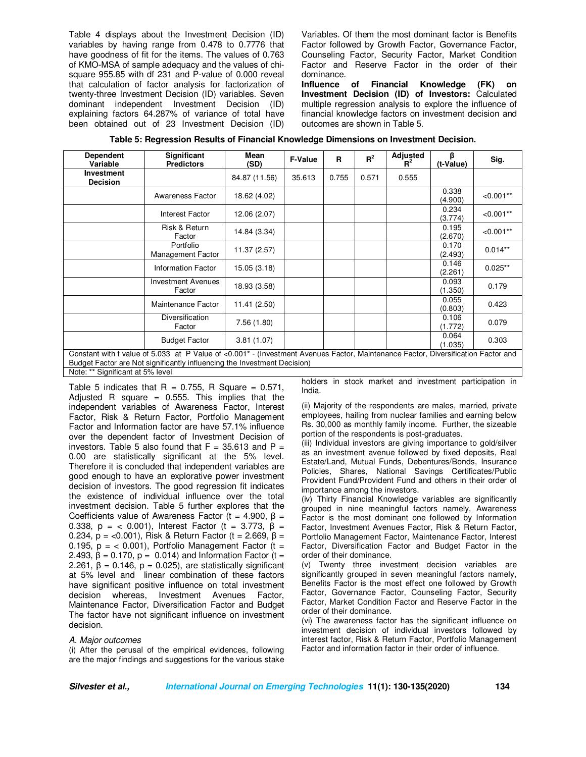Table 4 displays about the Investment Decision (ID) variables by having range from 0.478 to 0.7776 that have goodness of fit for the items. The values of 0.763 of KMO-MSA of sample adequacy and the values of chi-square 955.85 with df 231 and P-value of 0.000 reveal that calculation of factor analysis for factorization of twenty-three Investment Decision (ID) variables. Seven dominant independent Investment Decision (ID) explaining factors 64.287% of variance of total have been obtained out of 23 Investment Decision (ID) Variables. Of them the most dominant factor is Benefits Factor followed by Growth Factor, Governance Factor, Counseling Factor, Security Factor, Market Condition Factor and Reserve Factor in the order of their dominance.

**Influence of Financial Knowledge (FK) on Investment Decision (ID) of Investors:** Calculated multiple regression analysis to explore the influence of financial knowledge factors on investment decision and outcomes are shown in Table 5.

**Table 5: Regression Results of Financial Knowledge Dimensions on Investment Decision.**

| Dependent Variable | Significant Predictors | Mean (SD) | F-Value | R | $R^2$ | Adjusted $R^2$ | β (t-Value) | Sig. |
|---|---|---|---|---|---|---|---|---|
| Investment Decision | | 84.87 (11.56) | 35.613 | 0.755 | 0.571 | 0.555 | | |
| | Awareness Factor | 18.62 (4.02) | | | | | 0.338 (4.900) | <0.001** |
| | Interest Factor | 12.06 (2.07) | | | | | 0.234 (3.774) | <0.001** |
| | Risk & Return Factor | 14.84 (3.34) | | | | | 0.195 (2.670) | <0.001** |
| | Portfolio Management Factor | 11.37 (2.57) | | | | | 0.170 (2.493) | 0.014** |
| | Information Factor | 15.05 (3.18) | | | | | 0.146 (2.261) | 0.025** |
| | Investment Avenues Factor | 18.93 (3.58) | | | | | 0.093 (1.350) | 0.179 |
| | Maintenance Factor | 11.41 (2.50) | | | | | 0.055 (0.803) | 0.423 |
| | Diversification Factor | 7.56 (1.80) | | | | | 0.106 (1.772) | 0.079 |
| | Budget Factor | 3.81 (1.07) | | | | | 0.064 (1.035) | 0.303 |

Constant with t value of 5.033 at P Value of <0.001* - (Investment Avenues Factor, Maintenance Factor, Diversification Factor and Budget Factor are Not significantly influencing the Investment Decision)

Note: ** Significant at 5% level

Table 5 indicates that R = 0.755, R Square = 0.571, Adjusted R square = 0.555. This implies that the independent variables of Awareness Factor, Interest Factor, Risk & Return Factor, Portfolio Management Factor and Information factor are have 57.1% influence over the dependent factor of Investment Decision of investors. Table 5 also found that F = 35.613 and P = 0.00 are statistically significant at the 5% level. Therefore it is concluded that independent variables are good enough to have an explorative power investment decision of investors. The good regression fit indicates the existence of individual influence over the total investment decision. Table 5 further explores that the Coefficients value of Awareness Factor (t = 4.900, β = 0.338, p = < 0.001), Interest Factor (t = 3.773, β = 0.234, p = <0.001), Risk & Return Factor (t = 2.669, β = 0.195, p = < 0.001), Portfolio Management Factor (t = 2.493, β = 0.170, p = 0.014) and Information Factor (t = 2.261, β = 0.146, p = 0.025), are statistically significant at 5% level and linear combination of these factors have significant positive influence on total investment decision whereas, Investment Avenues Factor, Maintenance Factor, Diversification Factor and Budget The factor have not significant influence on investment decision.

*A. Major outcomes*

(i) After the perusal of the empirical evidences, following are the major findings and suggestions for the various stake holders in stock market and investment participation in India.

(ii) Majority of the respondents are males, married, private employees, hailing from nuclear families and earning below Rs. 30,000 as monthly family income. Further, the sizeable portion of the respondents is post-graduates.

(iii) Individual investors are giving importance to gold/silver as an investment avenue followed by fixed deposits, Real Estate/Land, Mutual Funds, Debentures/Bonds, Insurance Policies, Shares, National Savings Certificates/Public Provident Fund/Provident Fund and others in their order of importance among the investors.

(iv) Thirty Financial Knowledge variables are significantly grouped in nine meaningful factors namely, Awareness Factor is the most dominant one followed by Information Factor, Investment Avenues Factor, Risk & Return Factor, Portfolio Management Factor, Maintenance Factor, Interest Factor, Diversification Factor and Budget Factor in the order of their dominance.

(v) Twenty three investment decision variables are significantly grouped in seven meaningful factors namely, Benefits Factor is the most effect one followed by Growth Factor, Governance Factor, Counseling Factor, Security Factor, Market Condition Factor and Reserve Factor in the order of their dominance.

(vi) The awareness factor has the significant influence on investment decision of individual investors followed by interest factor, Risk & Return Factor, Portfolio Management Factor and information factor in their order of influence.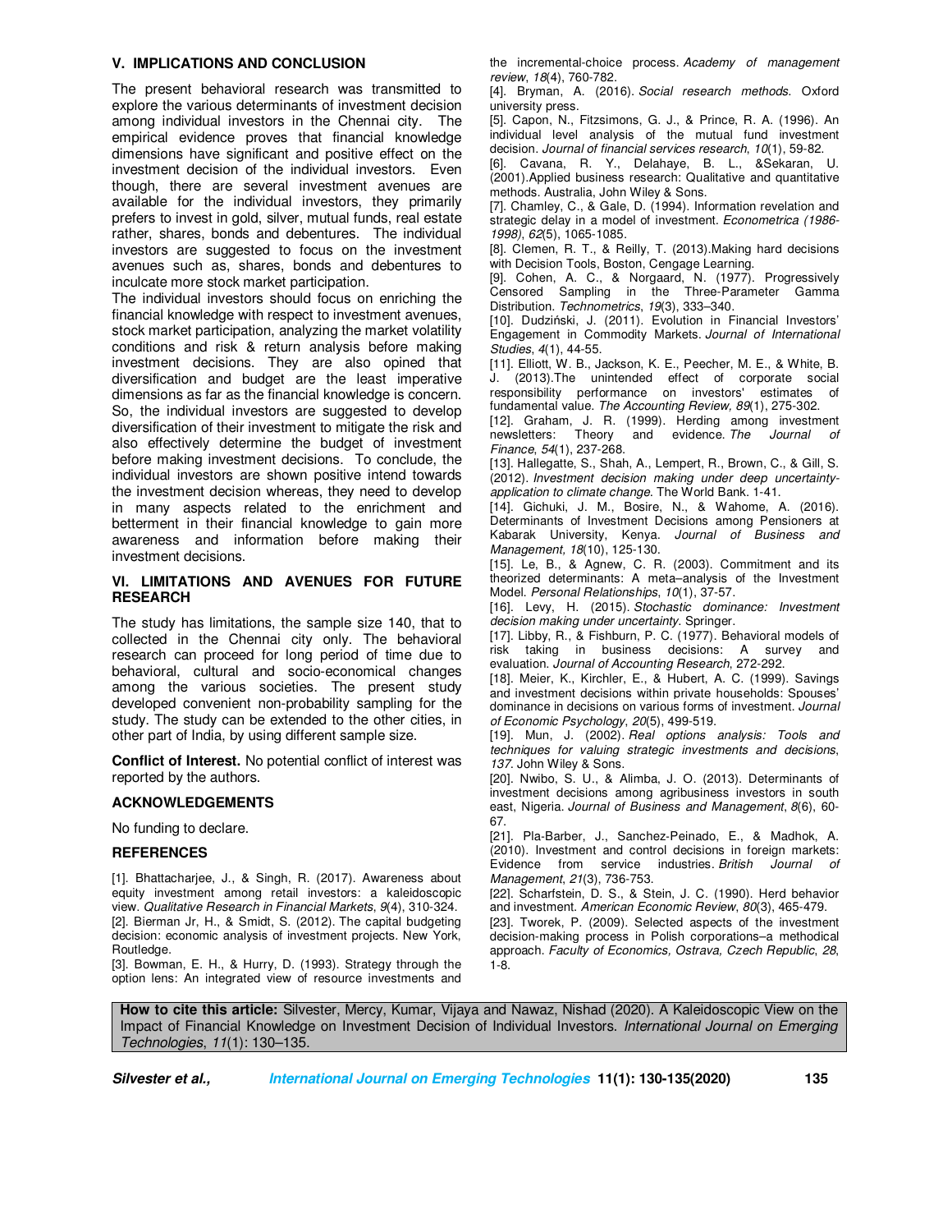## V. IMPLICATIONS AND CONCLUSION

The present behavioral research was transmitted to explore the various determinants of investment decision among individual investors in the Chennai city. The empirical evidence proves that financial knowledge dimensions have significant and positive effect on the investment decision of the individual investors. Even though, there are several investment avenues are available for the individual investors, they primarily prefers to invest in gold, silver, mutual funds, real estate rather, shares, bonds and debentures. The individual investors are suggested to focus on the investment avenues such as, shares, bonds and debentures to inculcate more stock market participation.

The individual investors should focus on enriching the financial knowledge with respect to investment avenues, stock market participation, analyzing the market volatility conditions and risk & return analysis before making investment decisions. They are also opined that diversification and budget are the least imperative dimensions as far as the financial knowledge is concern. So, the individual investors are suggested to develop diversification of their investment to mitigate the risk and also effectively determine the budget of investment before making investment decisions. To conclude, the individual investors are shown positive intend towards the investment decision whereas, they need to develop in many aspects related to the enrichment and betterment in their financial knowledge to gain more awareness and information before making their investment decisions.

## VI. LIMITATIONS AND AVENUES FOR FUTURE RESEARCH

The study has limitations, the sample size 140, that to collected in the Chennai city only. The behavioral research can proceed for long period of time due to behavioral, cultural and socio-economical changes among the various societies. The present study developed convenient non-probability sampling for the study. The study can be extended to the other cities, in other part of India, by using different sample size.

**Conflict of Interest.** No potential conflict of interest was reported by the authors.

## ACKNOWLEDGEMENTS

No funding to declare.

## REFERENCES

[1]. Bhattacharjee, J., & Singh, R. (2017). Awareness about equity investment among retail investors: a kaleidoscopic view. *Qualitative Research in Financial Markets*, *9*(4), 310-324.

[2]. Bierman Jr, H., & Smidt, S. (2012). The capital budgeting decision: economic analysis of investment projects. New York, Routledge.

[3]. Bowman, E. H., & Hurry, D. (1993). Strategy through the option lens: An integrated view of resource investments and the incremental-choice process. *Academy of management review*, *18*(4), 760-782.

[4]. Bryman, A. (2016). *Social research methods*. Oxford university press.

[5]. Capon, N., Fitzsimons, G. J., & Prince, R. A. (1996). An individual level analysis of the mutual fund investment decision. *Journal of financial services research*, *10*(1), 59-82.

[6]. Cavana, R. Y., Delahaye, B. L., &Sekaran, U. (2001).Applied business research: Qualitative and quantitative methods. Australia, John Wiley & Sons.

[7]. Chamley, C., & Gale, D. (1994). Information revelation and strategic delay in a model of investment. *Econometrica (1986-1998)*, *62*(5), 1065-1085.

[8]. Clemen, R. T., & Reilly, T. (2013).Making hard decisions with Decision Tools, Boston, Cengage Learning.

[9]. Cohen, A. C., & Norgaard, N. (1977). Progressively Censored Sampling in the Three-Parameter Gamma Distribution. *Technometrics*, *19*(3), 333–340.

[10]. Dudziński, J. (2011). Evolution in Financial Investors' Engagement in Commodity Markets. *Journal of International Studies*, *4*(1), 44-55.

[11]. Elliott, W. B., Jackson, K. E., Peecher, M. E., & White, B. J. (2013).The unintended effect of corporate social responsibility performance on investors' estimates of fundamental value. *The Accounting Review, 89*(1), 275-302.

[12]. Graham, J. R. (1999). Herding among investment newsletters: Theory and evidence. *The Journal of Finance*, *54*(1), 237-268.

[13]. Hallegatte, S., Shah, A., Lempert, R., Brown, C., & Gill, S. (2012). *Investment decision making under deep uncertainty-application to climate change*. The World Bank. 1-41.

[14]. Gichuki, J. M., Bosire, N., & Wahome, A. (2016). Determinants of Investment Decisions among Pensioners at Kabarak University, Kenya. *Journal of Business and Management*, *18*(10), 125-130.

[15]. Le, B., & Agnew, C. R. (2003). Commitment and its theorized determinants: A meta–analysis of the Investment Model. *Personal Relationships*, *10*(1), 37-57.

[16]. Levy, H. (2015). *Stochastic dominance: Investment decision making under uncertainty*. Springer.

[17]. Libby, R., & Fishburn, P. C. (1977). Behavioral models of risk taking in business decisions: A survey and evaluation. *Journal of Accounting Research,* 272-292.

[18]. Meier, K., Kirchler, E., & Hubert, A. C. (1999). Savings and investment decisions within private households: Spouses' dominance in decisions on various forms of investment. *Journal of Economic Psychology*, *20*(5), 499-519.

[19]. Mun, J. (2002). *Real options analysis: Tools and techniques for valuing strategic investments and decisions*, *137*. John Wiley & Sons.

[20]. Nwibo, S. U., & Alimba, J. O. (2013). Determinants of investment decisions among agribusiness investors in south east, Nigeria. *Journal of Business and Management*, *8*(6), 60-67.

[21]. Pla-Barber, J., Sanchez-Peinado, E., & Madhok, A. (2010). Investment and control decisions in foreign markets: Evidence from service industries. *British Journal of Management*, *21*(3), 736-753.

[22]. Scharfstein, D. S., & Stein, J. C. (1990). Herd behavior and investment. *American Economic Review*, *80*(3), 465-479.

[23]. Tworek, P. (2009). Selected aspects of the investment decision-making process in Polish corporations–a methodical approach. *Faculty of Economics, Ostrava, Czech Republic*, *28*, 1-8.

**How to cite this article:** Silvester, Mercy, Kumar, Vijaya and Nawaz, Nishad (2020). A Kaleidoscopic View on the Impact of Financial Knowledge on Investment Decision of Individual Investors. *International Journal on Emerging Technologies*, *11*(1): 130–135.